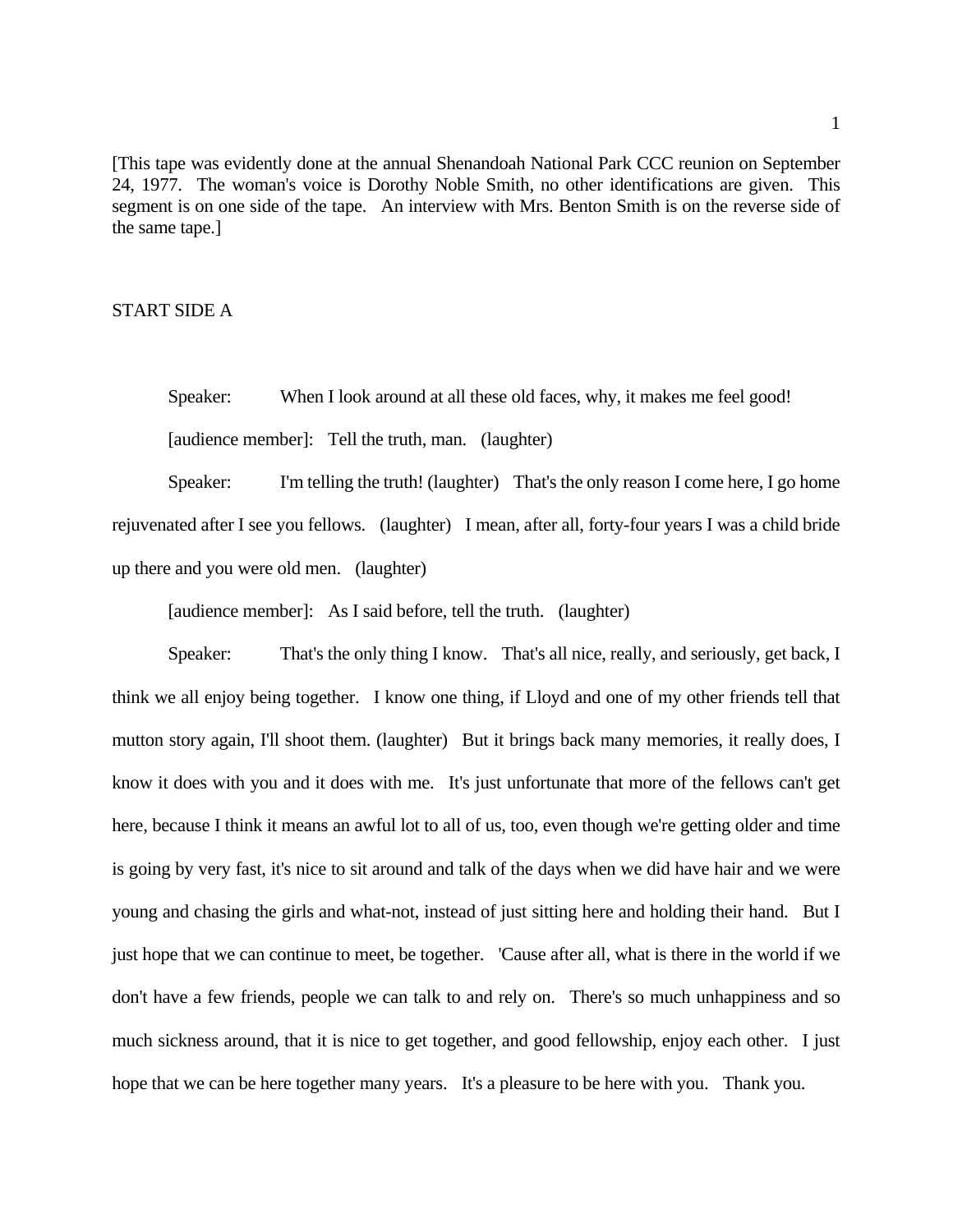[This tape was evidently done at the annual Shenandoah National Park CCC reunion on September 24, 1977. The woman's voice is Dorothy Noble Smith, no other identifications are given. This segment is on one side of the tape. An interview with Mrs. Benton Smith is on the reverse side of the same tape.]

START SIDE A

Speaker: When I look around at all these old faces, why, it makes me feel good!

[audience member]: Tell the truth, man. (laughter)

Speaker: I'm telling the truth! (laughter) That's the only reason I come here, I go home rejuvenated after I see you fellows. (laughter) I mean, after all, forty-four years I was a child bride up there and you were old men. (laughter)

[audience member]: As I said before, tell the truth. (laughter)

Speaker: That's the only thing I know. That's all nice, really, and seriously, get back, I think we all enjoy being together. I know one thing, if Lloyd and one of my other friends tell that mutton story again, I'll shoot them. (laughter) But it brings back many memories, it really does, I know it does with you and it does with me. It's just unfortunate that more of the fellows can't get here, because I think it means an awful lot to all of us, too, even though we're getting older and time is going by very fast, it's nice to sit around and talk of the days when we did have hair and we were young and chasing the girls and what-not, instead of just sitting here and holding their hand. But I just hope that we can continue to meet, be together. 'Cause after all, what is there in the world if we don't have a few friends, people we can talk to and rely on. There's so much unhappiness and so much sickness around, that it is nice to get together, and good fellowship, enjoy each other. I just hope that we can be here together many years. It's a pleasure to be here with you. Thank you.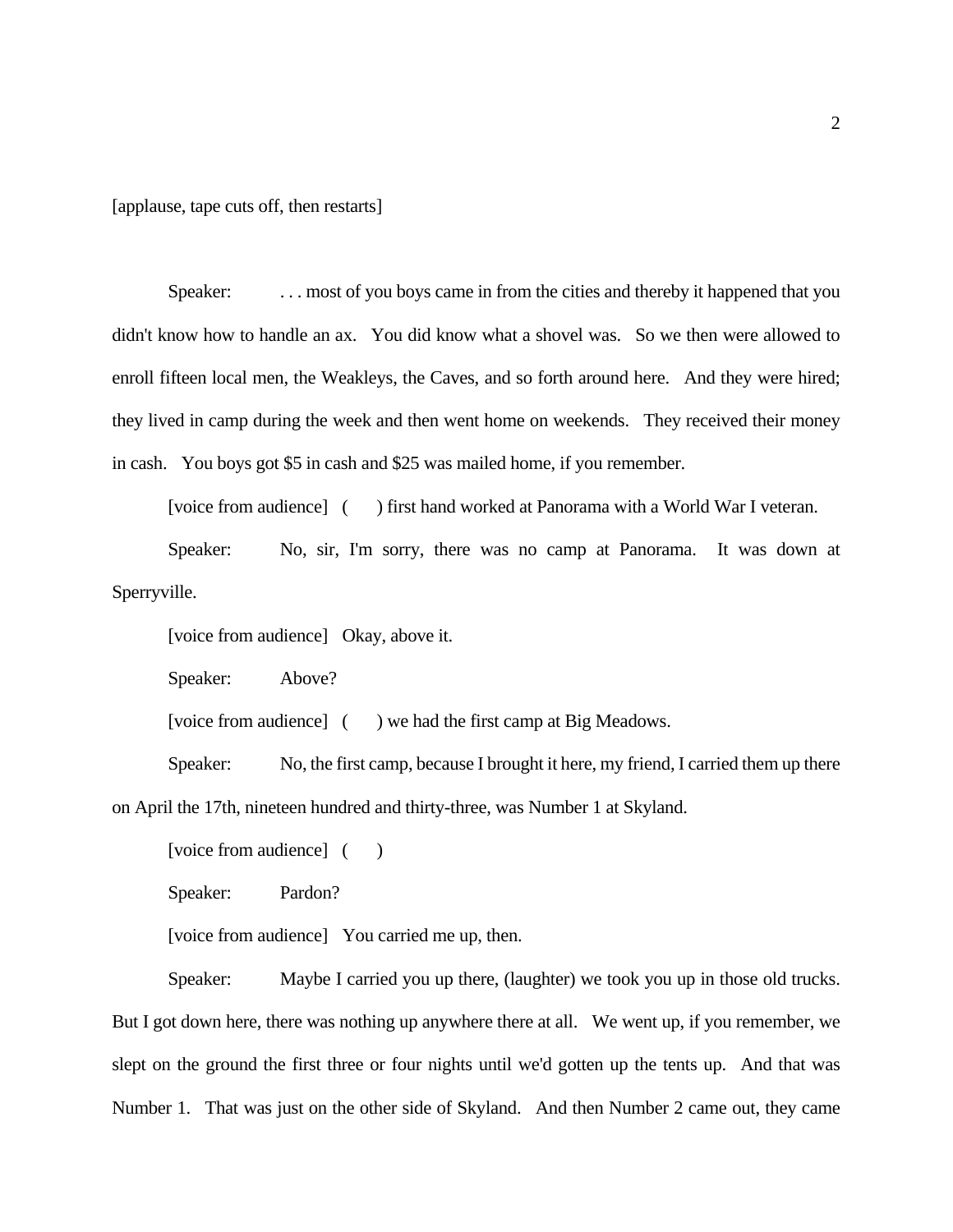[applause, tape cuts off, then restarts]

Speaker: . . . most of you boys came in from the cities and thereby it happened that you didn't know how to handle an ax. You did know what a shovel was. So we then were allowed to enroll fifteen local men, the Weakleys, the Caves, and so forth around here. And they were hired; they lived in camp during the week and then went home on weekends. They received their money in cash. You boys got $5 in cash and $25 was mailed home, if you remember.

[voice from audience] ( ) first hand worked at Panorama with a World War I veteran.

Speaker: No, sir, I'm sorry, there was no camp at Panorama. It was down at Sperryville.

[voice from audience] Okay, above it.

Speaker: Above?

[voice from audience] ( ) we had the first camp at Big Meadows.

Speaker: No, the first camp, because I brought it here, my friend, I carried them up there on April the 17th, nineteen hundred and thirty-three, was Number 1 at Skyland.

[voice from audience] ( )

Speaker: Pardon?

[voice from audience] You carried me up, then.

Speaker: Maybe I carried you up there, (laughter) we took you up in those old trucks. But I got down here, there was nothing up anywhere there at all. We went up, if you remember, we slept on the ground the first three or four nights until we'd gotten up the tents up. And that was Number 1. That was just on the other side of Skyland. And then Number 2 came out, they came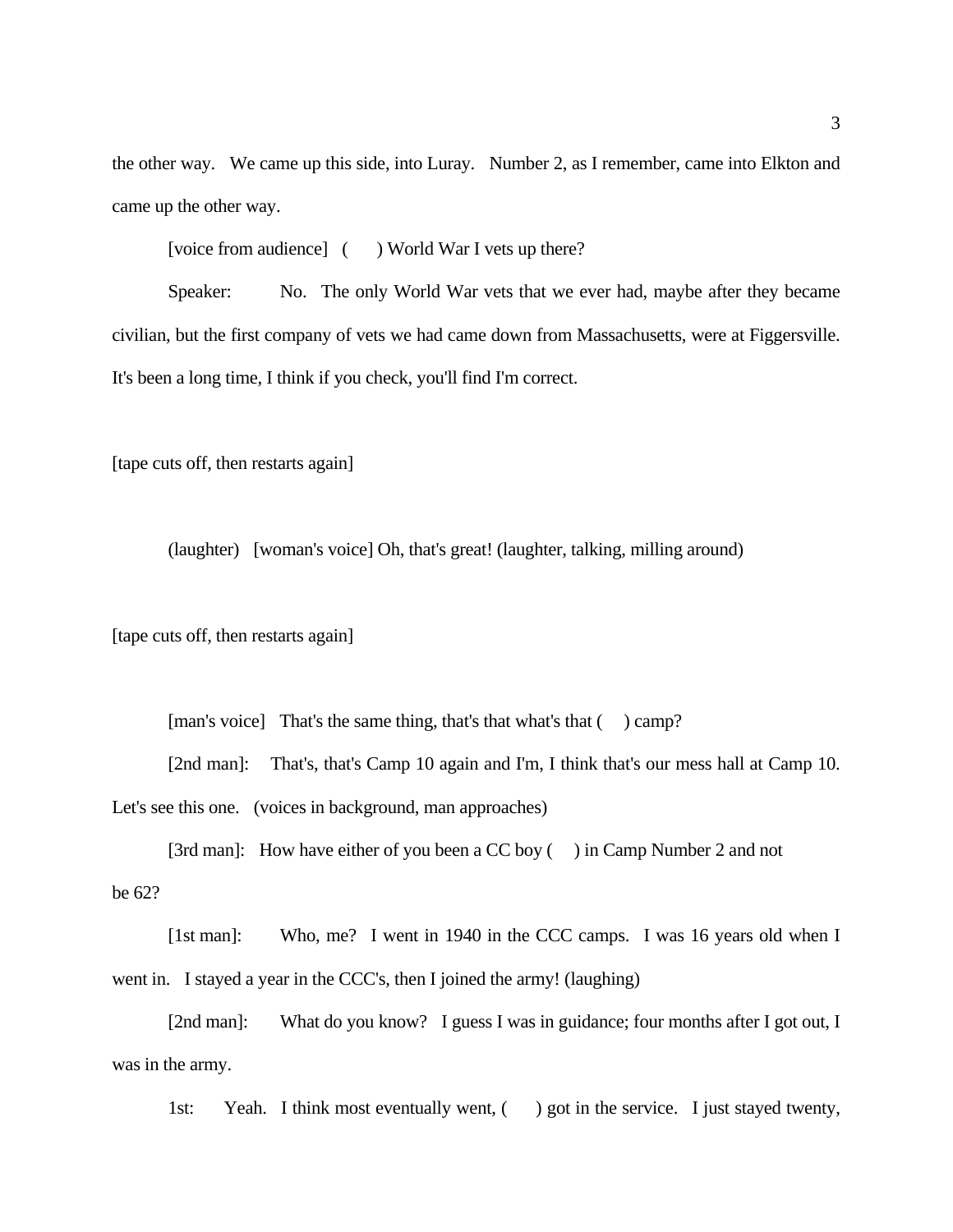the other way. We came up this side, into Luray. Number 2, as I remember, came into Elkton and came up the other way.

[voice from audience] (    ) World War I vets up there?

Speaker: No. The only World War vets that we ever had, maybe after they became civilian, but the first company of vets we had came down from Massachusetts, were at Figgersville. It's been a long time, I think if you check, you'll find I'm correct.

[tape cuts off, then restarts again]

(laughter) [woman's voice] Oh, that's great! (laughter, talking, milling around)

[tape cuts off, then restarts again]

[man's voice] That's the same thing, that's that what's that (    ) camp?

[2nd man]: That's, that's Camp 10 again and I'm, I think that's our mess hall at Camp 10. Let's see this one. (voices in background, man approaches)

[3rd man]: How have either of you been a CC boy (    ) in Camp Number 2 and not be 62?

[1st man]: Who, me? I went in 1940 in the CCC camps. I was 16 years old when I went in. I stayed a year in the CCC's, then I joined the army! (laughing)

[2nd man]: What do you know? I guess I was in guidance; four months after I got out, I was in the army.

1st: Yeah. I think most eventually went, (    ) got in the service. I just stayed twenty,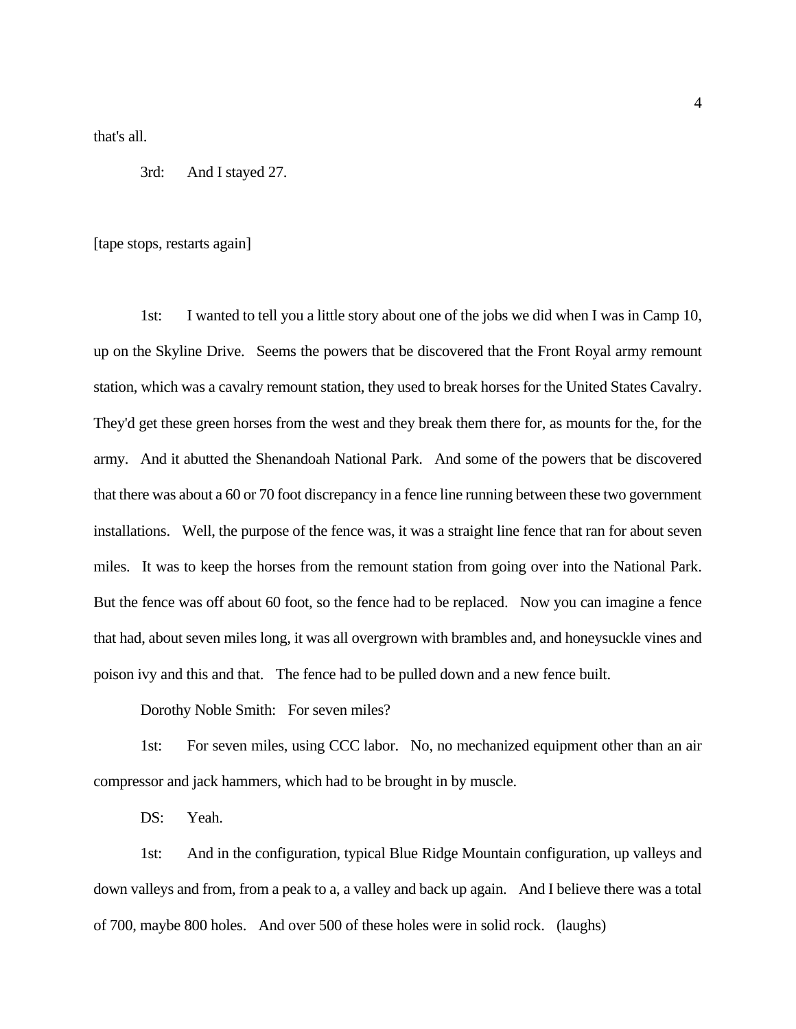that's all.

3rd: And I stayed 27.

[tape stops, restarts again]

1st: I wanted to tell you a little story about one of the jobs we did when I was in Camp 10, up on the Skyline Drive. Seems the powers that be discovered that the Front Royal army remount station, which was a cavalry remount station, they used to break horses for the United States Cavalry. They'd get these green horses from the west and they break them there for, as mounts for the, for the army. And it abutted the Shenandoah National Park. And some of the powers that be discovered that there was about a 60 or 70 foot discrepancy in a fence line running between these two government installations. Well, the purpose of the fence was, it was a straight line fence that ran for about seven miles. It was to keep the horses from the remount station from going over into the National Park. But the fence was off about 60 foot, so the fence had to be replaced. Now you can imagine a fence that had, about seven miles long, it was all overgrown with brambles and, and honeysuckle vines and poison ivy and this and that. The fence had to be pulled down and a new fence built.

Dorothy Noble Smith: For seven miles?

1st: For seven miles, using CCC labor. No, no mechanized equipment other than an air compressor and jack hammers, which had to be brought in by muscle.

DS: Yeah.

1st: And in the configuration, typical Blue Ridge Mountain configuration, up valleys and down valleys and from, from a peak to a, a valley and back up again. And I believe there was a total of 700, maybe 800 holes. And over 500 of these holes were in solid rock. (laughs)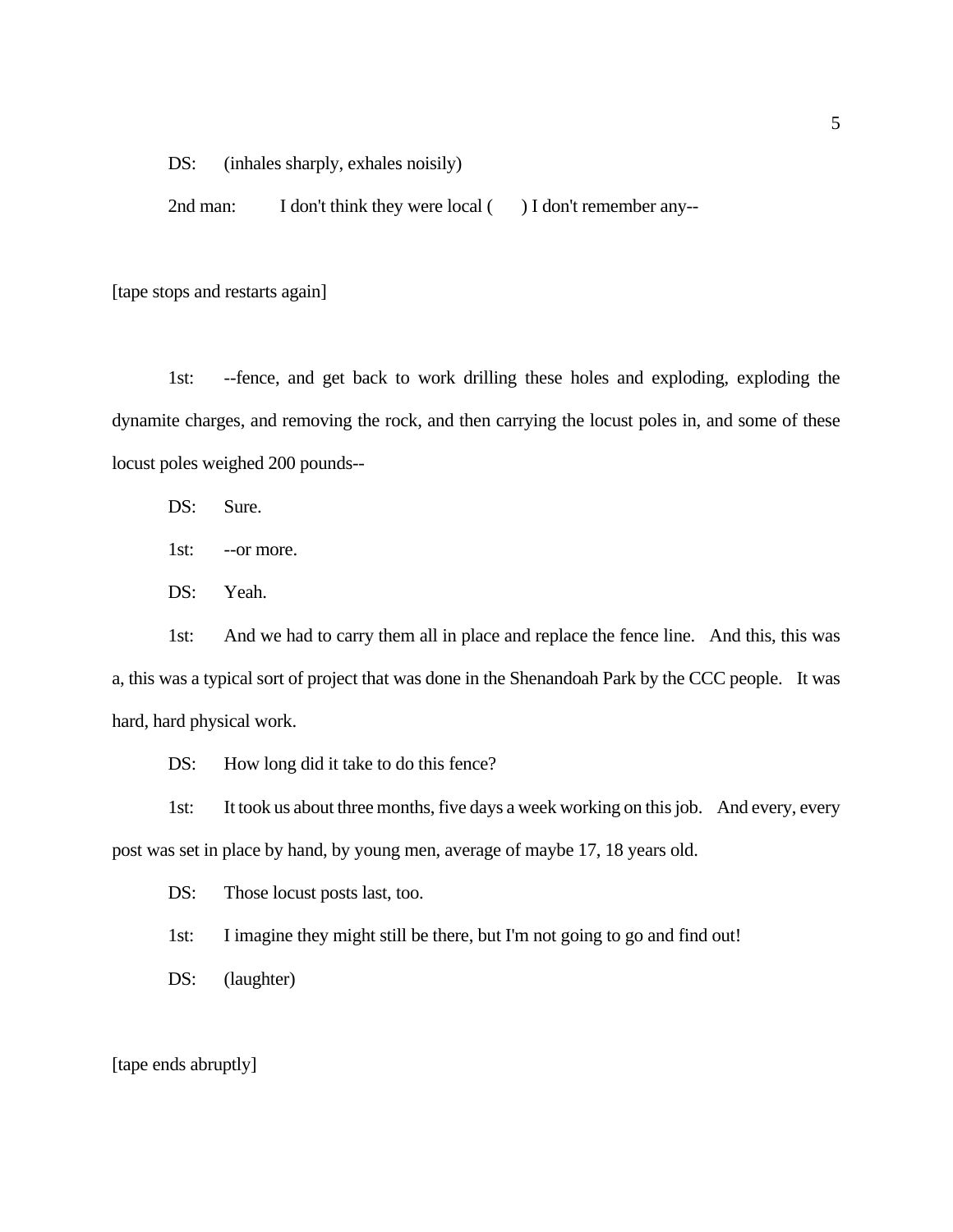DS: (inhales sharply, exhales noisily)

2nd man: I don't think they were local (  ) I don't remember any--

[tape stops and restarts again]

1st: --fence, and get back to work drilling these holes and exploding, exploding the dynamite charges, and removing the rock, and then carrying the locust poles in, and some of these locust poles weighed 200 pounds--

DS: Sure.

1st: --or more.

DS: Yeah.

1st: And we had to carry them all in place and replace the fence line. And this, this was a, this was a typical sort of project that was done in the Shenandoah Park by the CCC people. It was hard, hard physical work.

DS: How long did it take to do this fence?

1st: It took us about three months, five days a week working on this job. And every, every post was set in place by hand, by young men, average of maybe 17, 18 years old.

DS: Those locust posts last, too.

1st: I imagine they might still be there, but I'm not going to go and find out!

DS: (laughter)

[tape ends abruptly]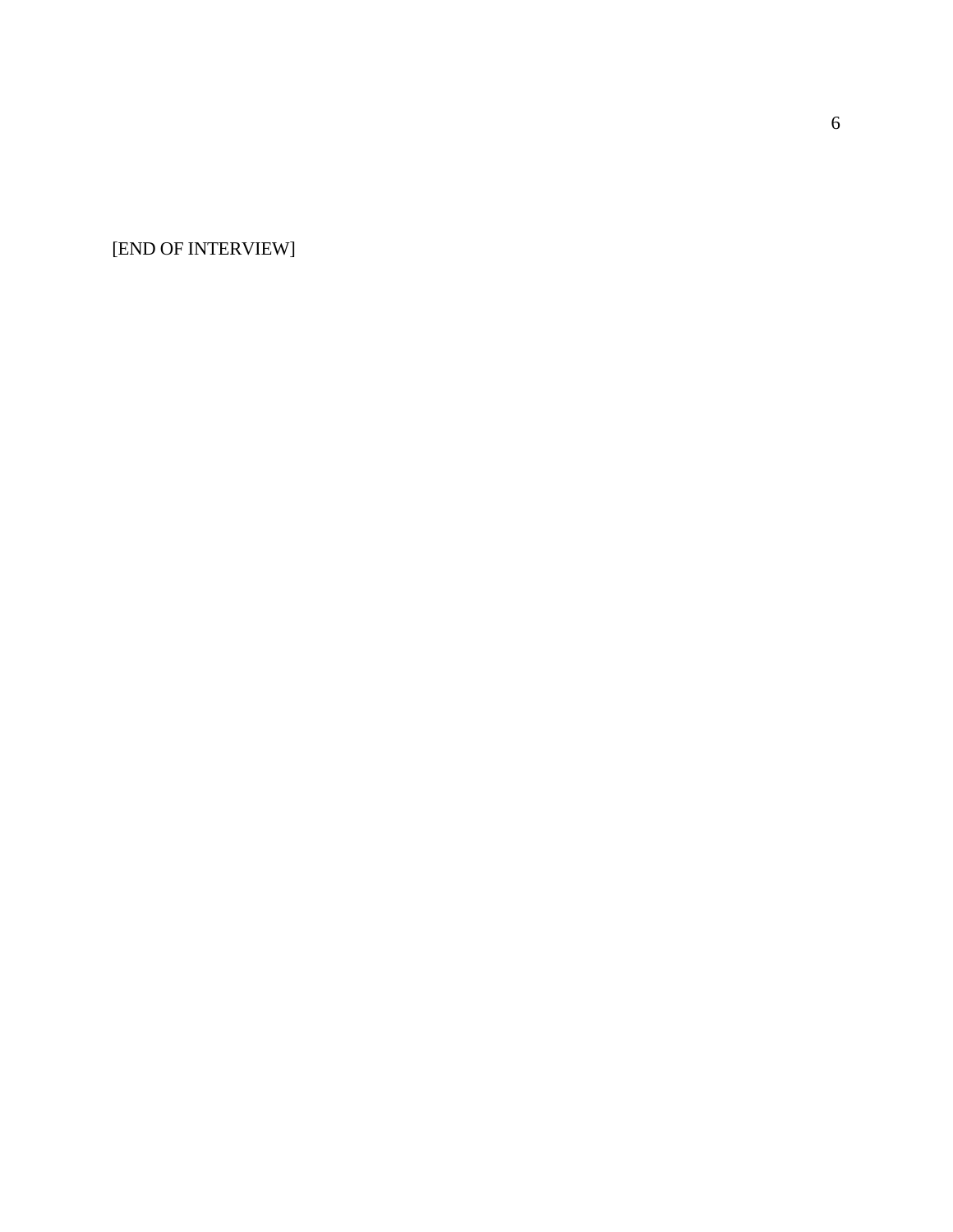[END OF INTERVIEW]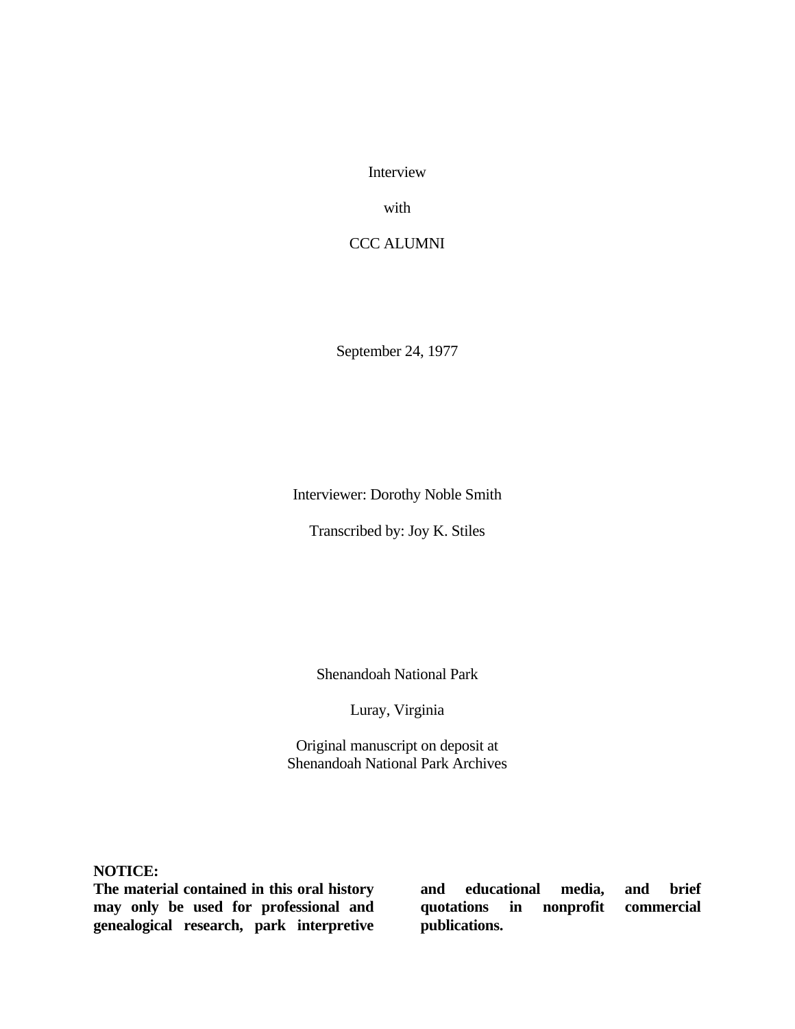Interview

with

CCC ALUMNI

September 24, 1977

Interviewer: Dorothy Noble Smith

Transcribed by: Joy K. Stiles

Shenandoah National Park

Luray, Virginia

Original manuscript on deposit at
Shenandoah National Park Archives

**NOTICE:**
**The material contained in this oral history may only be used for professional and genealogical research, park interpretive and educational media, and brief quotations in nonprofit commercial publications.**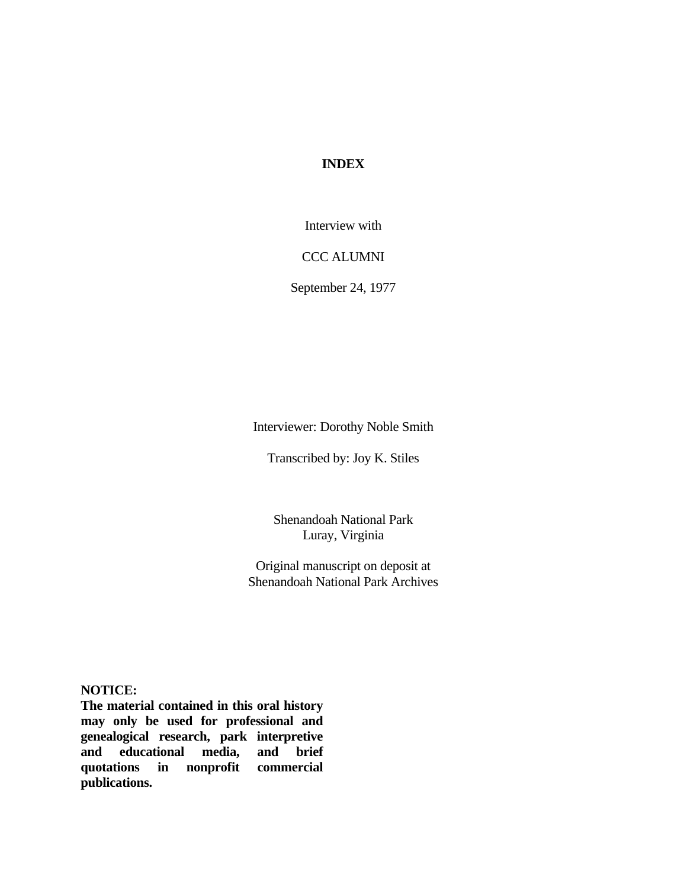# INDEX

Interview with

CCC ALUMNI

September 24, 1977

Interviewer: Dorothy Noble Smith

Transcribed by: Joy K. Stiles

Shenandoah National Park
Luray, Virginia

Original manuscript on deposit at
Shenandoah National Park Archives

**NOTICE:**
**The material contained in this oral history may only be used for professional and genealogical research, park interpretive and educational media, and brief quotations in nonprofit commercial publications.**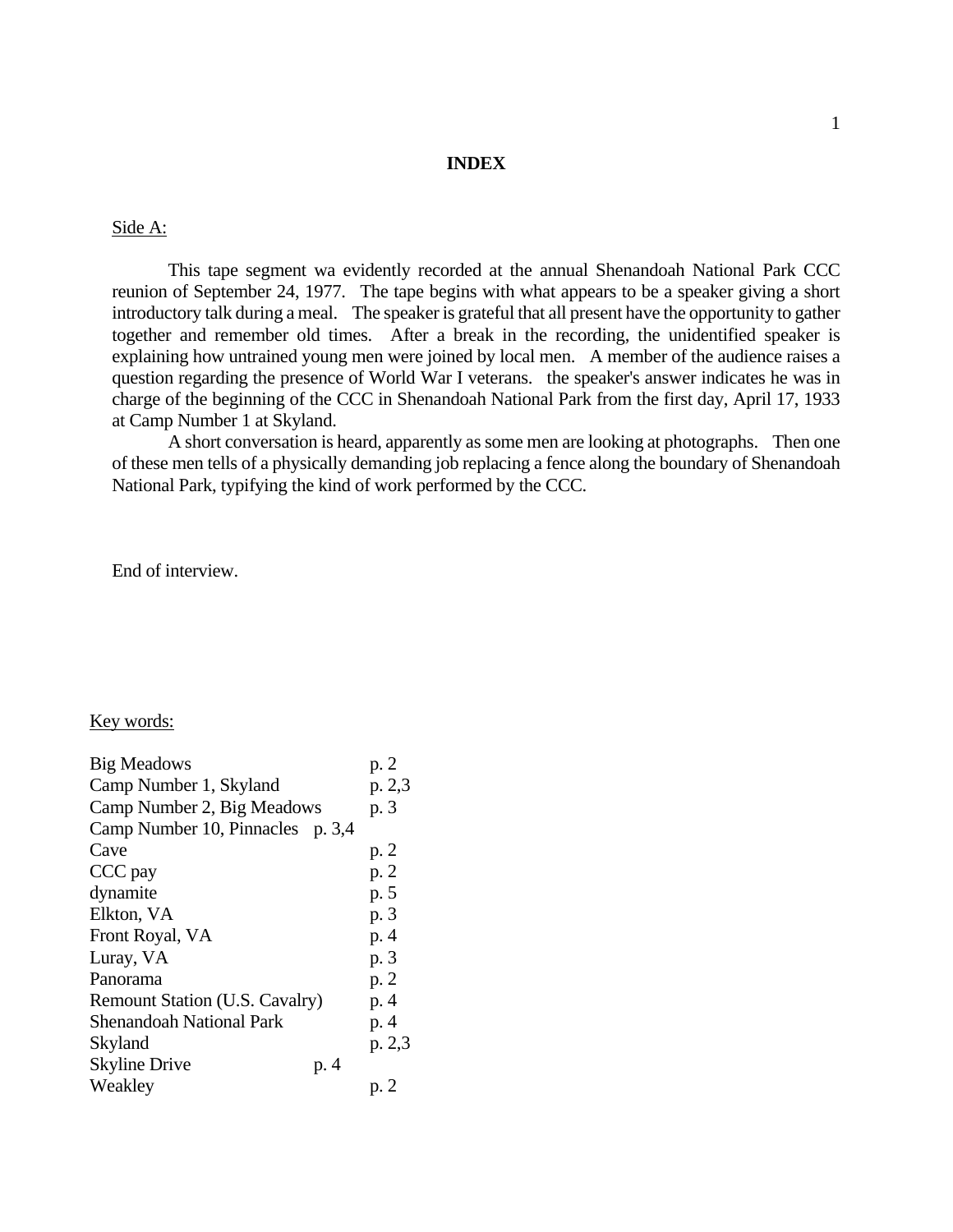# INDEX

Side A:

This tape segment wa evidently recorded at the annual Shenandoah National Park CCC reunion of September 24, 1977. The tape begins with what appears to be a speaker giving a short introductory talk during a meal. The speaker is grateful that all present have the opportunity to gather together and remember old times. After a break in the recording, the unidentified speaker is explaining how untrained young men were joined by local men. A member of the audience raises a question regarding the presence of World War I veterans. the speaker's answer indicates he was in charge of the beginning of the CCC in Shenandoah National Park from the first day, April 17, 1933 at Camp Number 1 at Skyland.

A short conversation is heard, apparently as some men are looking at photographs. Then one of these men tells of a physically demanding job replacing a fence along the boundary of Shenandoah National Park, typifying the kind of work performed by the CCC.

End of interview.

Key words:

| | |
|---|---|
| Big Meadows | p. 2 |
| Camp Number 1, Skyland | p. 2,3 |
| Camp Number 2, Big Meadows | p. 3 |
| Camp Number 10, Pinnacles | p. 3,4 |
| Cave | p. 2 |
| CCC pay | p. 2 |
| dynamite | p. 5 |
| Elkton, VA | p. 3 |
| Front Royal, VA | p. 4 |
| Luray, VA | p. 3 |
| Panorama | p. 2 |
| Remount Station (U.S. Cavalry) | p. 4 |
| Shenandoah National Park | p. 4 |
| Skyland | p. 2,3 |
| Skyline Drive | p. 4 |
| Weakley | p. 2 |